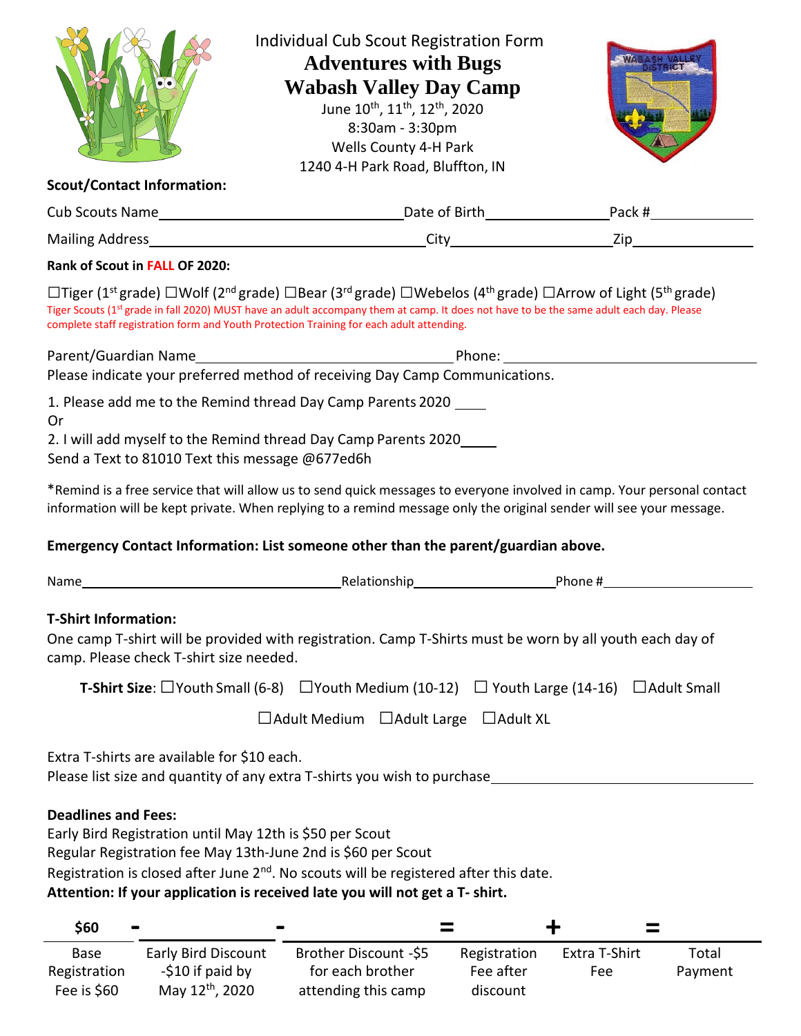Individual Cub Scout Registration Form

# Adventures with Bugs
# Wabash Valley Day Camp

June 10th, 11th, 12th, 2020
8:30am - 3:30pm
Wells County 4-H Park
1240 4-H Park Road, Bluffton, IN

**Scout/Contact Information:**

Cub Scouts Name\_\_\_\_\_\_\_\_\_\_\_\_\_\_\_\_\_\_\_\_ Date of Birth\_\_\_\_\_\_\_\_\_\_\_\_ Pack #\_\_\_\_\_\_\_\_\_\_

Mailing Address\_\_\_\_\_\_\_\_\_\_\_\_\_\_\_\_\_\_\_\_ City\_\_\_\_\_\_\_\_\_\_\_\_ Zip\_\_\_\_\_\_\_\_\_\_

**Rank of Scout in FALL OF 2020:**

☐Tiger (1st grade) ☐Wolf (2nd grade) ☐Bear (3rd grade) ☐Webelos (4th grade) ☐Arrow of Light (5th grade)

Tiger Scouts (1st grade in fall 2020) MUST have an adult accompany them at camp. It does not have to be the same adult each day. Please complete staff registration form and Youth Protection Training for each adult attending.

Parent/Guardian Name\_\_\_\_\_\_\_\_\_\_\_\_\_\_\_\_\_\_\_\_ Phone: \_\_\_\_\_\_\_\_\_\_\_\_\_\_\_\_\_\_\_\_

Please indicate your preferred method of receiving Day Camp Communications.

1. Please add me to the Remind thread Day Camp Parents 2020 \_\_\_\_

Or

2. I will add myself to the Remind thread Day Camp Parents 2020\_\_\_\_

Send a Text to 81010 Text this message @677ed6h

*Remind is a free service that will allow us to send quick messages to everyone involved in camp. Your personal contact information will be kept private. When replying to a remind message only the original sender will see your message.

**Emergency Contact Information: List someone other than the parent/guardian above.**

Name\_\_\_\_\_\_\_\_\_\_\_\_\_\_\_\_\_\_\_\_ Relationship\_\_\_\_\_\_\_\_\_\_\_\_ Phone #\_\_\_\_\_\_\_\_\_\_\_\_

**T-Shirt Information:**

One camp T-shirt will be provided with registration. Camp T-Shirts must be worn by all youth each day of camp. Please check T-shirt size needed.

**T-Shirt Size**: ☐Youth Small (6-8) ☐Youth Medium (10-12) ☐ Youth Large (14-16) ☐Adult Small ☐Adult Medium ☐Adult Large ☐Adult XL

Extra T-shirts are available for $10 each.

Please list size and quantity of any extra T-shirts you wish to purchase\_\_\_\_\_\_\_\_\_\_\_\_\_\_\_\_\_\_\_\_

**Deadlines and Fees:**

Early Bird Registration until May 12th is $50 per Scout

Regular Registration fee May 13th-June 2nd is $60 per Scout

Registration is closed after June 2nd. No scouts will be registered after this date.

**Attention: If your application is received late you will not get a T- shirt.**

| $60 | - | - | = | + | = |
|---|---|---|---|---|---|
| Base Registration Fee is $60 | Early Bird Discount -$10 if paid by May 12th, 2020 | Brother Discount -$5 for each brother attending this camp | Registration Fee after discount | Extra T-Shirt Fee | Total Payment |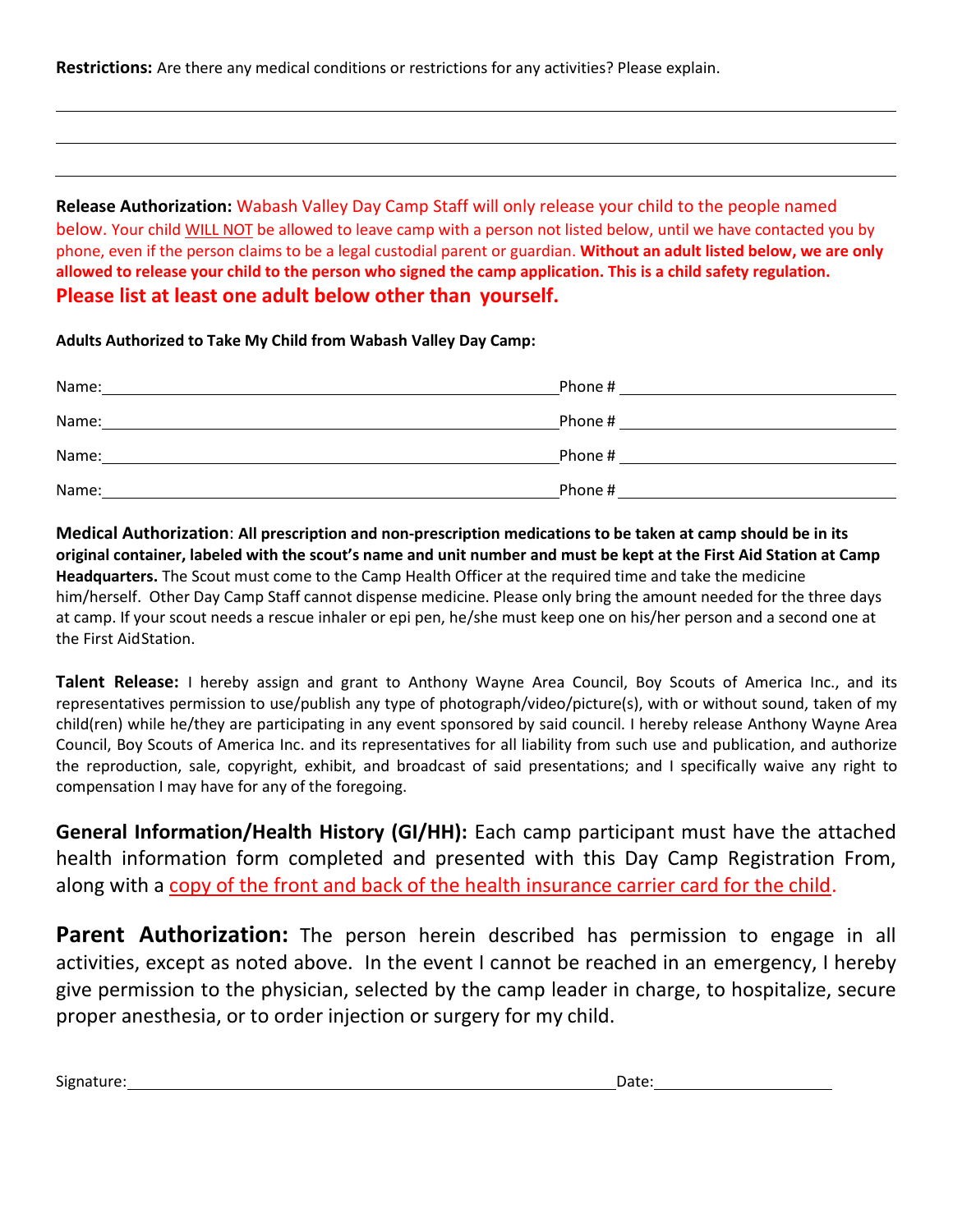**Restrictions:** Are there any medical conditions or restrictions for any activities? Please explain.

\_\_\_\_\_\_\_\_\_\_\_\_\_\_\_\_\_\_\_\_\_\_\_\_\_\_\_\_\_\_\_\_\_\_\_\_\_\_\_\_\_\_\_\_\_\_\_\_\_\_\_\_\_\_\_\_\_\_\_\_\_\_\_\_\_\_\_\_\_\_\_\_\_\_\_\_\_\_

\_\_\_\_\_\_\_\_\_\_\_\_\_\_\_\_\_\_\_\_\_\_\_\_\_\_\_\_\_\_\_\_\_\_\_\_\_\_\_\_\_\_\_\_\_\_\_\_\_\_\_\_\_\_\_\_\_\_\_\_\_\_\_\_\_\_\_\_\_\_\_\_\_\_\_\_\_\_

\_\_\_\_\_\_\_\_\_\_\_\_\_\_\_\_\_\_\_\_\_\_\_\_\_\_\_\_\_\_\_\_\_\_\_\_\_\_\_\_\_\_\_\_\_\_\_\_\_\_\_\_\_\_\_\_\_\_\_\_\_\_\_\_\_\_\_\_\_\_\_\_\_\_\_\_\_\_

**Release Authorization:** Wabash Valley Day Camp Staff will only release your child to the people named below. Your child WILL NOT be allowed to leave camp with a person not listed below, until we have contacted you by phone, even if the person claims to be a legal custodial parent or guardian. **Without an adult listed below, we are only allowed to release your child to the person who signed the camp application. This is a child safety regulation.**

**Please list at least one adult below other than yourself.**

**Adults Authorized to Take My Child from Wabash Valley Day Camp:**

Name:\_\_\_\_\_\_\_\_\_\_\_\_\_\_\_\_\_\_\_\_\_\_\_\_\_\_\_\_\_\_\_\_\_\_\_\_\_\_\_\_\_ Phone # \_\_\_\_\_\_\_\_\_\_\_\_\_\_\_\_\_\_\_\_\_\_\_\_

Name:\_\_\_\_\_\_\_\_\_\_\_\_\_\_\_\_\_\_\_\_\_\_\_\_\_\_\_\_\_\_\_\_\_\_\_\_\_\_\_\_\_ Phone # \_\_\_\_\_\_\_\_\_\_\_\_\_\_\_\_\_\_\_\_\_\_\_\_

Name:\_\_\_\_\_\_\_\_\_\_\_\_\_\_\_\_\_\_\_\_\_\_\_\_\_\_\_\_\_\_\_\_\_\_\_\_\_\_\_\_\_ Phone # \_\_\_\_\_\_\_\_\_\_\_\_\_\_\_\_\_\_\_\_\_\_\_\_

Name:\_\_\_\_\_\_\_\_\_\_\_\_\_\_\_\_\_\_\_\_\_\_\_\_\_\_\_\_\_\_\_\_\_\_\_\_\_\_\_\_\_ Phone # \_\_\_\_\_\_\_\_\_\_\_\_\_\_\_\_\_\_\_\_\_\_\_\_

**Medical Authorization**: **All prescription and non-prescription medications to be taken at camp should be in its original container, labeled with the scout's name and unit number and must be kept at the First Aid Station at Camp Headquarters.** The Scout must come to the Camp Health Officer at the required time and take the medicine him/herself. Other Day Camp Staff cannot dispense medicine. Please only bring the amount needed for the three days at camp. If your scout needs a rescue inhaler or epi pen, he/she must keep one on his/her person and a second one at the First AidStation.

**Talent Release:** I hereby assign and grant to Anthony Wayne Area Council, Boy Scouts of America Inc., and its representatives permission to use/publish any type of photograph/video/picture(s), with or without sound, taken of my child(ren) while he/they are participating in any event sponsored by said council. I hereby release Anthony Wayne Area Council, Boy Scouts of America Inc. and its representatives for all liability from such use and publication, and authorize the reproduction, sale, copyright, exhibit, and broadcast of said presentations; and I specifically waive any right to compensation I may have for any of the foregoing.

**General Information/Health History (GI/HH):** Each camp participant must have the attached health information form completed and presented with this Day Camp Registration From, along with a copy of the front and back of the health insurance carrier card for the child.

**Parent Authorization:** The person herein described has permission to engage in all activities, except as noted above. In the event I cannot be reached in an emergency, I hereby give permission to the physician, selected by the camp leader in charge, to hospitalize, secure proper anesthesia, or to order injection or surgery for my child.

Signature:\_\_\_\_\_\_\_\_\_\_\_\_\_\_\_\_\_\_\_\_\_\_\_\_\_\_\_\_\_\_\_\_\_\_\_\_\_\_\_\_\_\_\_\_\_\_\_\_ Date:\_\_\_\_\_\_\_\_\_\_\_\_\_\_\_\_\_\_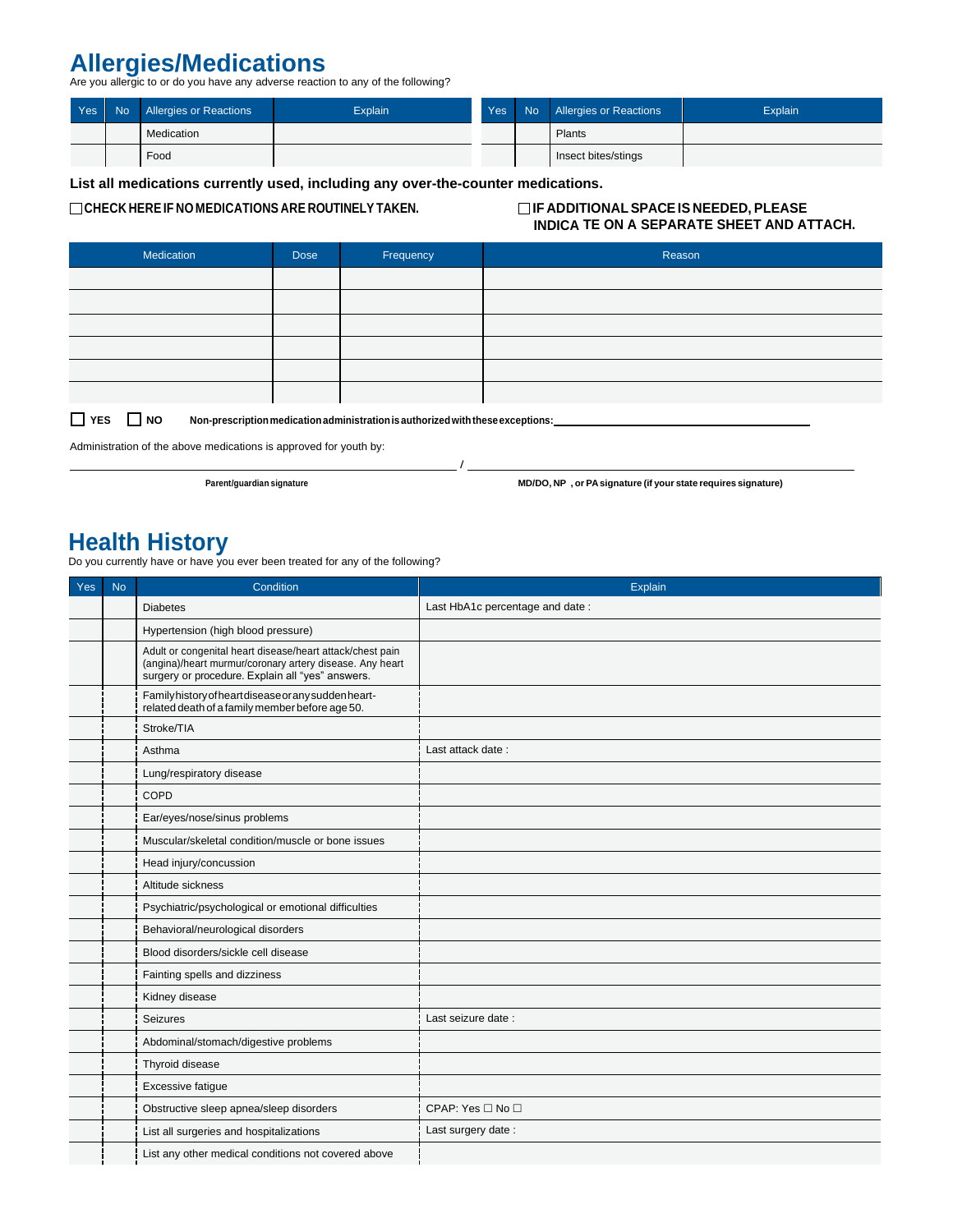## Allergies/Medications

Are you allergic to or do you have any adverse reaction to any of the following?

| Yes | No | Allergies or Reactions | Explain | Yes | No | Allergies or Reactions | Explain |
|---|---|---|---|---|---|---|---|
| | | Medication | | | | Plants | |
| | | Food | | | | Insect bites/stings | |

**List all medications currently used, including any over-the-counter medications.**

☐ **CHECK HERE IF NO MEDICATIONS ARE ROUTINELY TAKEN.**

☐ **IF ADDITIONAL SPACE IS NEEDED, PLEASE INDICA TE ON A SEPARATE SHEET AND ATTACH.**

| Medication | Dose | Frequency | Reason |
|---|---|---|---|
| | | | |
| | | | |
| | | | |
| | | | |
| | | | |
| | | | |

☐ **YES** ☐ **NO** **Non-prescription medication administration is authorized with these exceptions:** \_\_\_\_\_\_\_\_\_\_\_\_\_\_\_\_\_\_\_\_\_\_\_\_\_\_\_\_\_\_

Administration of the above medications is approved for youth by:

\_\_\_\_\_\_\_\_\_\_\_\_\_\_\_\_\_\_\_\_\_\_\_\_\_\_\_\_\_\_ / \_\_\_\_\_\_\_\_\_\_\_\_\_\_\_\_\_\_\_\_\_\_\_\_\_\_\_\_\_\_

**Parent/guardian signature** **MD/DO, NP , or PA signature (if your state requires signature)**

## Health History

Do you currently have or have you ever been treated for any of the following?

| Yes | No | Condition | Explain |
|---|---|---|---|
| | | Diabetes | Last HbA1c percentage and date : |
| | | Hypertension (high blood pressure) | |
| | | Adult or congenital heart disease/heart attack/chest pain (angina)/heart murmur/coronary artery disease. Any heart surgery or procedure. Explain all "yes" answers. | |
| | | Family history of heart disease or any sudden heart-related death of a family member before age 50. | |
| | | Stroke/TIA | |
| | | Asthma | Last attack date : |
| | | Lung/respiratory disease | |
| | | COPD | |
| | | Ear/eyes/nose/sinus problems | |
| | | Muscular/skeletal condition/muscle or bone issues | |
| | | Head injury/concussion | |
| | | Altitude sickness | |
| | | Psychiatric/psychological or emotional difficulties | |
| | | Behavioral/neurological disorders | |
| | | Blood disorders/sickle cell disease | |
| | | Fainting spells and dizziness | |
| | | Kidney disease | |
| | | Seizures | Last seizure date : |
| | | Abdominal/stomach/digestive problems | |
| | | Thyroid disease | |
| | | Excessive fatigue | |
| | | Obstructive sleep apnea/sleep disorders | CPAP: Yes ☐ No ☐ |
| | | List all surgeries and hospitalizations | Last surgery date : |
| | | List any other medical conditions not covered above | |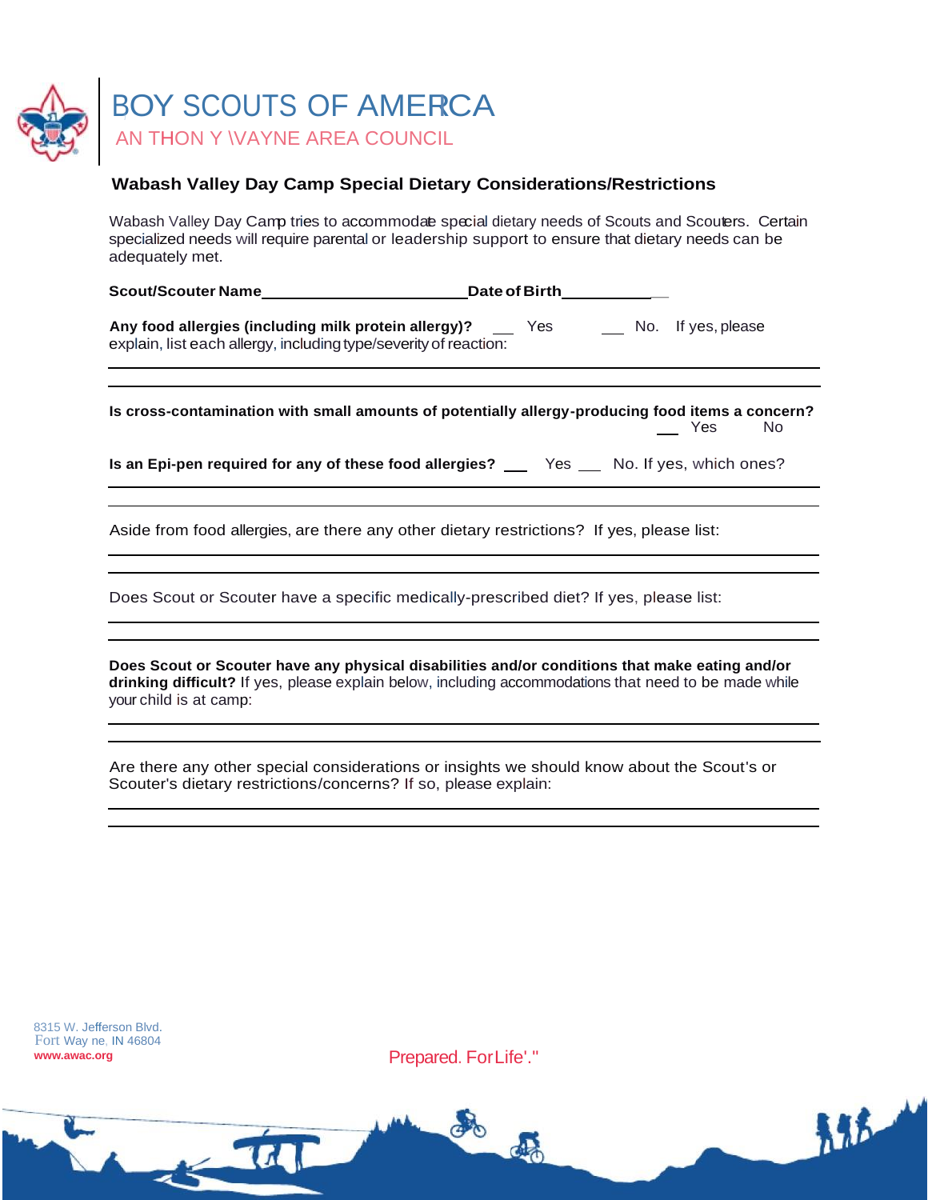# BOY SCOUTS OF AMERCA

AN THON Y \VAYNE AREA COUNCIL

## Wabash Valley Day Camp Special Dietary Considerations/Restrictions

Wabash Valley Day Camp tries to accommodate special dietary needs of Scouts and Scouters. Certain specialized needs will require parental or leadership support to ensure that dietary needs can be adequately met.

**Scout/Scouter Name**________________________**Date of Birth**____________

**Any food allergies (including milk protein allergy)?** ___ Yes ___ No. If yes, please explain, list each allergy, including type/severity of reaction:

______________________________________________________________________

______________________________________________________________________

**Is cross-contamination with small amounts of potentially allergy-producing food items a concern?** ___ Yes No

**Is an Epi-pen required for any of these food allergies?** ___ Yes ___ No. If yes, which ones?

______________________________________________________________________

______________________________________________________________________

Aside from food allergies, are there any other dietary restrictions? If yes, please list:

______________________________________________________________________

______________________________________________________________________

Does Scout or Scouter have a specific medically-prescribed diet? If yes, please list:

______________________________________________________________________

______________________________________________________________________

**Does Scout or Scouter have any physical disabilities and/or conditions that make eating and/or drinking difficult?** If yes, please explain below, including accommodations that need to be made while your child is at camp:

______________________________________________________________________

______________________________________________________________________

Are there any other special considerations or insights we should know about the Scout's or Scouter's dietary restrictions/concerns? If so, please explain:

______________________________________________________________________

______________________________________________________________________

8315 W. Jefferson Blvd.
Fort Way ne, IN 46804
www.awac.org

Prepared. For Life'."